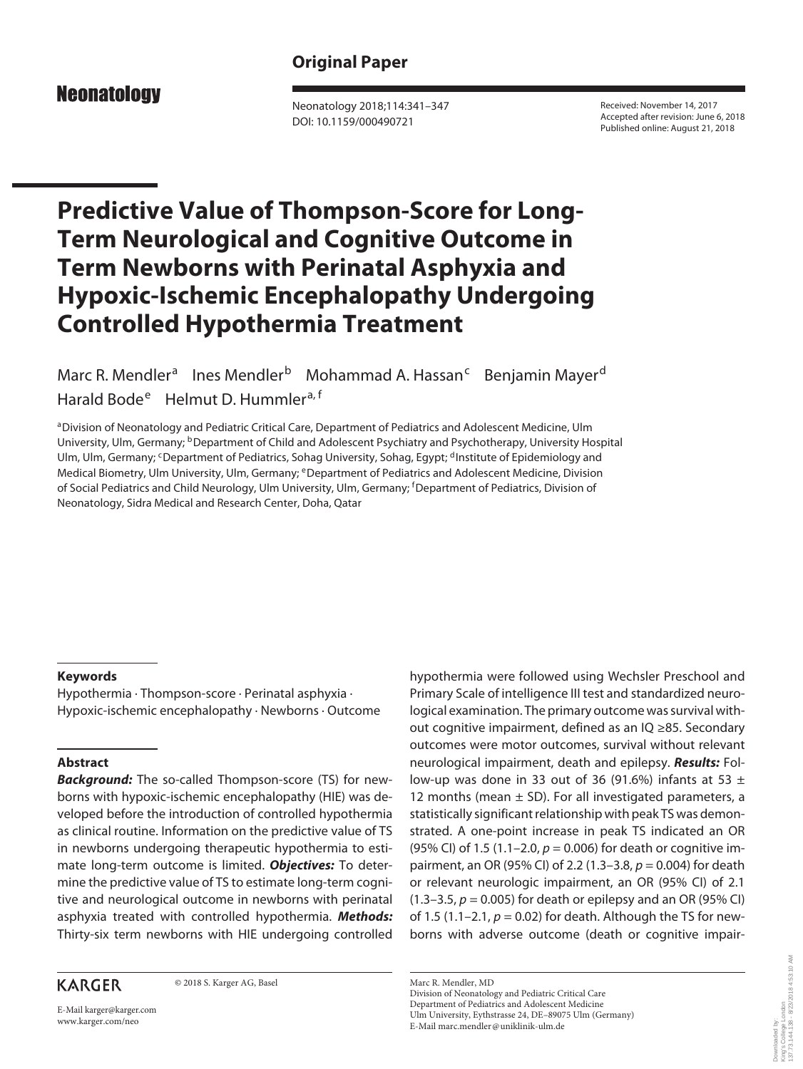Original Paper

Neonatology

Received: November 14, 2017
Accepted after revision: June 6, 2018
Published online: August 21, 2018

# Predictive Value of Thompson-Score for Long-Term Neurological and Cognitive Outcome in Term Newborns with Perinatal Asphyxia and Hypoxic-Ischemic Encephalopathy Undergoing Controlled Hypothermia Treatment

Marc R. Mendler[a] Ines Mendler[b] Mohammad A. Hassan[c] Benjamin Mayer[d] Harald Bode[e] Helmut D. Hummler[a, f]

[a]Division of Neonatology and Pediatric Critical Care, Department of Pediatrics and Adolescent Medicine, Ulm University, Ulm, Germany; [b]Department of Child and Adolescent Psychiatry and Psychotherapy, University Hospital Ulm, Ulm, Germany; [c]Department of Pediatrics, Sohag University, Sohag, Egypt; [d]Institute of Epidemiology and Medical Biometry, Ulm University, Ulm, Germany; [e]Department of Pediatrics and Adolescent Medicine, Division of Social Pediatrics and Child Neurology, Ulm University, Ulm, Germany; [f]Department of Pediatrics, Division of Neonatology, Sidra Medical and Research Center, Doha, Qatar

## Keywords

Hypothermia · Thompson-score · Perinatal asphyxia · Hypoxic-ischemic encephalopathy · Newborns · Outcome

## Abstract

***Background:*** The so-called Thompson-score (TS) for newborns with hypoxic-ischemic encephalopathy (HIE) was developed before the introduction of controlled hypothermia as clinical routine. Information on the predictive value of TS in newborns undergoing therapeutic hypothermia to estimate long-term outcome is limited. ***Objectives:*** To determine the predictive value of TS to estimate long-term cognitive and neurological outcome in newborns with perinatal asphyxia treated with controlled hypothermia. ***Methods:*** Thirty-six term newborns with HIE undergoing controlled hypothermia were followed using Wechsler Preschool and Primary Scale of intelligence III test and standardized neurological examination. The primary outcome was survival without cognitive impairment, defined as an IQ ≥85. Secondary outcomes were motor outcomes, survival without relevant neurological impairment, death and epilepsy. ***Results:*** Follow-up was done in 33 out of 36 (91.6%) infants at 53 ± 12 months (mean ± SD). For all investigated parameters, a statistically significant relationship with peak TS was demonstrated. A one-point increase in peak TS indicated an OR (95% CI) of 1.5 (1.1–2.0, $p = 0.006$) for death or cognitive impairment, an OR (95% CI) of 2.2 (1.3–3.8, $p = 0.004$) for death or relevant neurologic impairment, an OR (95% CI) of 2.1 (1.3–3.5, $p = 0.005$) for death or epilepsy and an OR (95% CI) of 1.5 (1.1–2.1, $p = 0.02$) for death. Although the TS for newborns with adverse outcome (death or cognitive impair-

KARGER

© 2018 S. Karger AG, Basel

E-Mail karger@karger.com
www.karger.com/neo

Marc R. Mendler, MD
Division of Neonatology and Pediatric Critical Care
Department of Pediatrics and Adolescent Medicine
Ulm University, Eythstrasse 24, DE–89075 Ulm (Germany)
E-Mail marc.mendler@uniklinik-ulm.de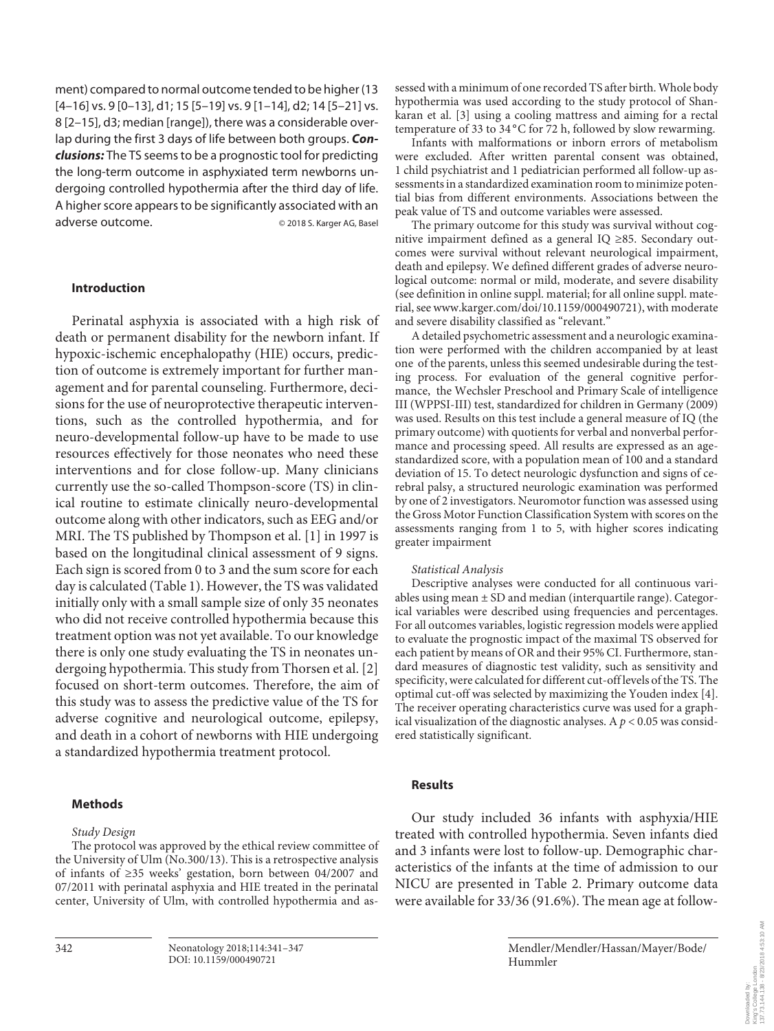ment) compared to normal outcome tended to be higher (13 [4–16] vs. 9 [0–13], d1; 15 [5–19] vs. 9 [1–14], d2; 14 [5–21] vs. 8 [2–15], d3; median [range]), there was a considerable overlap during the first 3 days of life between both groups. ***Conclusions:*** The TS seems to be a prognostic tool for predicting the long-term outcome in asphyxiated term newborns undergoing controlled hypothermia after the third day of life. A higher score appears to be significantly associated with an adverse outcome. © 2018 S. Karger AG, Basel

## Introduction

Perinatal asphyxia is associated with a high risk of death or permanent disability for the newborn infant. If hypoxic-ischemic encephalopathy (HIE) occurs, prediction of outcome is extremely important for further management and for parental counseling. Furthermore, decisions for the use of neuroprotective therapeutic interventions, such as the controlled hypothermia, and for neuro-developmental follow-up have to be made to use resources effectively for those neonates who need these interventions and for close follow-up. Many clinicians currently use the so-called Thompson-score (TS) in clinical routine to estimate clinically neuro-developmental outcome along with other indicators, such as EEG and/or MRI. The TS published by Thompson et al. [1] in 1997 is based on the longitudinal clinical assessment of 9 signs. Each sign is scored from 0 to 3 and the sum score for each day is calculated (Table 1). However, the TS was validated initially only with a small sample size of only 35 neonates who did not receive controlled hypothermia because this treatment option was not yet available. To our knowledge there is only one study evaluating the TS in neonates undergoing hypothermia. This study from Thorsen et al. [2] focused on short-term outcomes. Therefore, the aim of this study was to assess the predictive value of the TS for adverse cognitive and neurological outcome, epilepsy, and death in a cohort of newborns with HIE undergoing a standardized hypothermia treatment protocol.

## Methods

### *Study Design*

The protocol was approved by the ethical review committee of the University of Ulm (No.300/13). This is a retrospective analysis of infants of ≥35 weeks' gestation, born between 04/2007 and 07/2011 with perinatal asphyxia and HIE treated in the perinatal center, University of Ulm, with controlled hypothermia and assessed with a minimum of one recorded TS after birth. Whole body hypothermia was used according to the study protocol of Shankaran et al. [3] using a cooling mattress and aiming for a rectal temperature of 33 to 34 °C for 72 h, followed by slow rewarming.

Infants with malformations or inborn errors of metabolism were excluded. After written parental consent was obtained, 1 child psychiatrist and 1 pediatrician performed all follow-up assessments in a standardized examination room to minimize potential bias from different environments. Associations between the peak value of TS and outcome variables were assessed.

The primary outcome for this study was survival without cognitive impairment defined as a general IQ ≥85. Secondary outcomes were survival without relevant neurological impairment, death and epilepsy. We defined different grades of adverse neurological outcome: normal or mild, moderate, and severe disability (see definition in online suppl. material; for all online suppl. material, see www.karger.com/doi/10.1159/000490721), with moderate and severe disability classified as "relevant."

A detailed psychometric assessment and a neurologic examination were performed with the children accompanied by at least one of the parents, unless this seemed undesirable during the testing process. For evaluation of the general cognitive performance, the Wechsler Preschool and Primary Scale of intelligence III (WPPSI-III) test, standardized for children in Germany (2009) was used. Results on this test include a general measure of IQ (the primary outcome) with quotients for verbal and nonverbal performance and processing speed. All results are expressed as an age-standardized score, with a population mean of 100 and a standard deviation of 15. To detect neurologic dysfunction and signs of cerebral palsy, a structured neurologic examination was performed by one of 2 investigators. Neuromotor function was assessed using the Gross Motor Function Classification System with scores on the assessments ranging from 1 to 5, with higher scores indicating greater impairment

### *Statistical Analysis*

Descriptive analyses were conducted for all continuous variables using mean ± SD and median (interquartile range). Categorical variables were described using frequencies and percentages. For all outcomes variables, logistic regression models were applied to evaluate the prognostic impact of the maximal TS observed for each patient by means of OR and their 95% CI. Furthermore, standard measures of diagnostic test validity, such as sensitivity and specificity, were calculated for different cut-off levels of the TS. The optimal cut-off was selected by maximizing the Youden index [4]. The receiver operating characteristics curve was used for a graphical visualization of the diagnostic analyses. A $p < 0.05$ was considered statistically significant.

## Results

Our study included 36 infants with asphyxia/HIE treated with controlled hypothermia. Seven infants died and 3 infants were lost to follow-up. Demographic characteristics of the infants at the time of admission to our NICU are presented in Table 2. Primary outcome data were available for 33/36 (91.6%). The mean age at follow-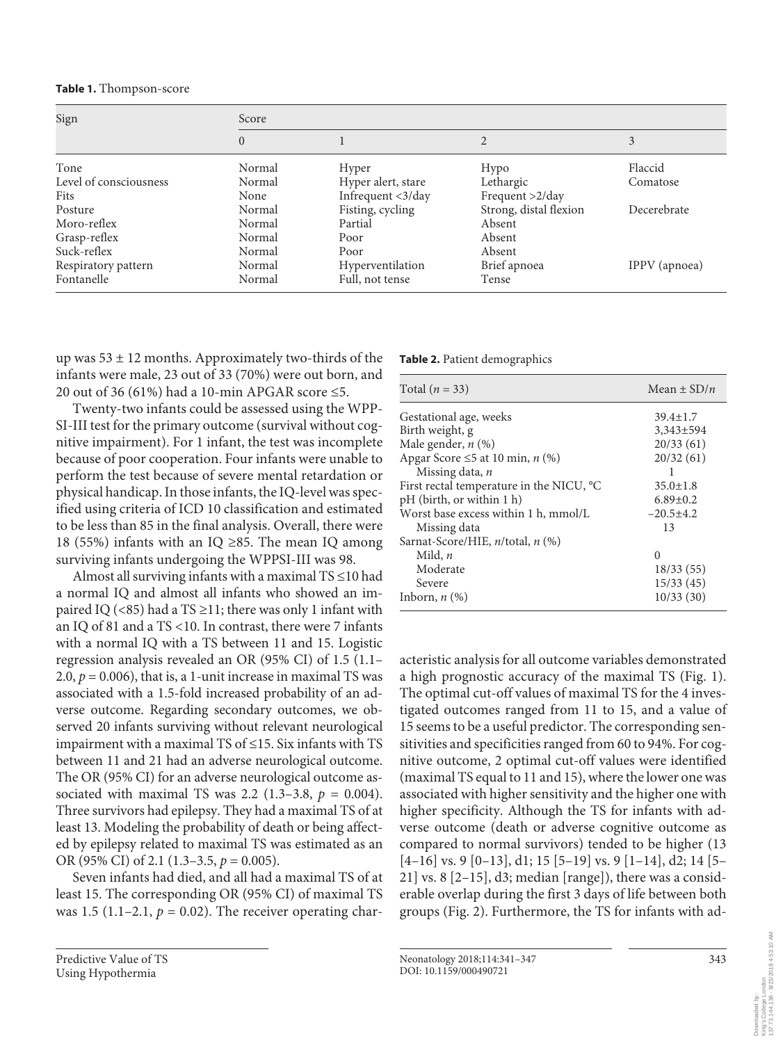**Table 1.** Thompson-score

| Sign | Score | | | |
|---|---|---|---|---|
| | 0 | 1 | 2 | 3 |
| Tone | Normal | Hyper | Hypo | Flaccid |
| Level of consciousness | Normal | Hyper alert, stare | Lethargic | Comatose |
| Fits | None | Infrequent <3/day | Frequent >2/day | |
| Posture | Normal | Fisting, cycling | Strong, distal flexion | Decerebrate |
| Moro-reflex | Normal | Partial | Absent | |
| Grasp-reflex | Normal | Poor | Absent | |
| Suck-reflex | Normal | Poor | Absent | |
| Respiratory pattern | Normal | Hyperventilation | Brief apnoea | IPPV (apnoea) |
| Fontanelle | Normal | Full, not tense | Tense | |

up was 53 ± 12 months. Approximately two-thirds of the infants were male, 23 out of 33 (70%) were out born, and 20 out of 36 (61%) had a 10-min APGAR score ≤5.

Twenty-two infants could be assessed using the WPPSI-III test for the primary outcome (survival without cognitive impairment). For 1 infant, the test was incomplete because of poor cooperation. Four infants were unable to perform the test because of severe mental retardation or physical handicap. In those infants, the IQ-level was specified using criteria of ICD 10 classification and estimated to be less than 85 in the final analysis. Overall, there were 18 (55%) infants with an IQ ≥85. The mean IQ among surviving infants undergoing the WPPSI-III was 98.

Almost all surviving infants with a maximal TS ≤10 had a normal IQ and almost all infants who showed an impaired IQ (<85) had a TS ≥11; there was only 1 infant with an IQ of 81 and a TS <10. In contrast, there were 7 infants with a normal IQ with a TS between 11 and 15. Logistic regression analysis revealed an OR (95% CI) of 1.5 (1.1–2.0, $p = 0.006$), that is, a 1-unit increase in maximal TS was associated with a 1.5-fold increased probability of an adverse outcome. Regarding secondary outcomes, we observed 20 infants surviving without relevant neurological impairment with a maximal TS of ≤15. Six infants with TS between 11 and 21 had an adverse neurological outcome. The OR (95% CI) for an adverse neurological outcome associated with maximal TS was 2.2 (1.3–3.8, $p = 0.004$). Three survivors had epilepsy. They had a maximal TS of at least 13. Modeling the probability of death or being affected by epilepsy related to maximal TS was estimated as an OR (95% CI) of 2.1 (1.3–3.5, $p = 0.005$).

Seven infants had died, and all had a maximal TS of at least 15. The corresponding OR (95% CI) of maximal TS was 1.5 (1.1–2.1, $p = 0.02$). The receiver operating characteristic analysis for all outcome variables demonstrated a high prognostic accuracy of the maximal TS (Fig. 1). The optimal cut-off values of maximal TS for the 4 investigated outcomes ranged from 11 to 15, and a value of 15 seems to be a useful predictor. The corresponding sensitivities and specificities ranged from 60 to 94%. For cognitive outcome, 2 optimal cut-off values were identified (maximal TS equal to 11 and 15), where the lower one was associated with higher sensitivity and the higher one with higher specificity. Although the TS for infants with adverse outcome (death or adverse cognitive outcome as compared to normal survivors) tended to be higher (13 [4–16] vs. 9 [0–13], d1; 15 [5–19] vs. 9 [1–14], d2; 14 [5–21] vs. 8 [2–15], d3; median [range]), there was a considerable overlap during the first 3 days of life between both groups (Fig. 2). Furthermore, the TS for infants with ad-

**Table 2.** Patient demographics

| Total ($n = 33$) | Mean ± SD/$n$ |
|---|---|
| Gestational age, weeks | 39.4±1.7 |
| Birth weight, g | 3,343±594 |
| Male gender, $n$ (%) | 20/33 (61) |
| Apgar Score ≤5 at 10 min, $n$ (%) | 20/32 (61) |
| Missing data, $n$ | 1 |
| First rectal temperature in the NICU, °C | 35.0±1.8 |
| pH (birth, or within 1 h) | 6.89±0.2 |
| Worst base excess within 1 h, mmol/L | –20.5±4.2 |
| Missing data | 13 |
| Sarnat-Score/HIE, $n$/total, $n$ (%) | |
| Mild, $n$ | 0 |
| Moderate | 18/33 (55) |
| Severe | 15/33 (45) |
| Inborn, $n$ (%) | 10/33 (30) |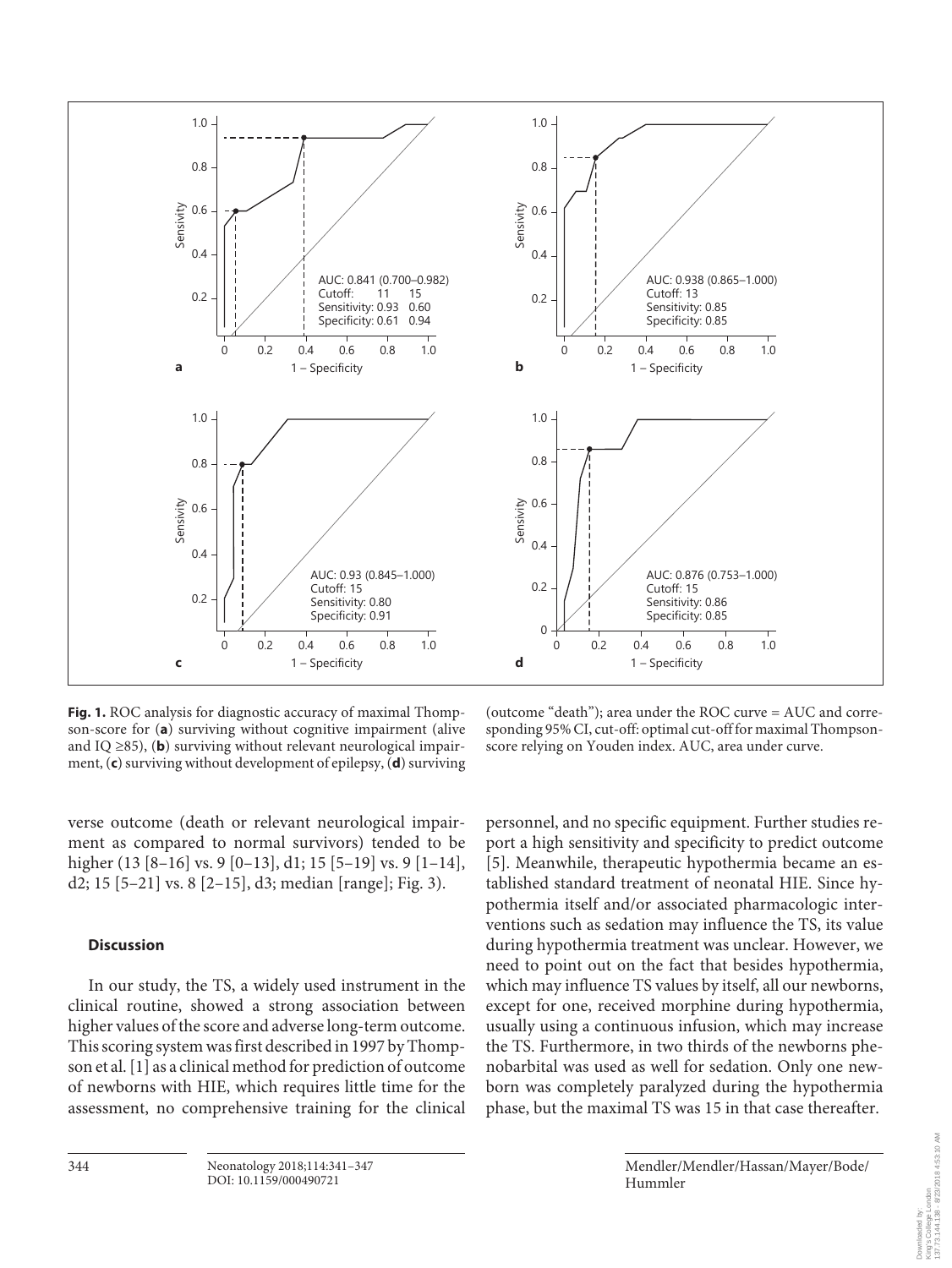**Fig. 1.** ROC analysis for diagnostic accuracy of maximal Thompson-score for (**a**) surviving without cognitive impairment (alive and IQ ≥85), (**b**) surviving without relevant neurological impairment, (**c**) surviving without development of epilepsy, (**d**) surviving (outcome "death"); area under the ROC curve = AUC and corresponding 95% CI, cut-off: optimal cut-off for maximal Thompson-score relying on Youden index. AUC, area under curve.

verse outcome (death or relevant neurological impairment as compared to normal survivors) tended to be higher (13 [8–16] vs. 9 [0–13], d1; 15 [5–19] vs. 9 [1–14], d2; 15 [5–21] vs. 8 [2–15], d3; median [range]; Fig. 3).

## Discussion

In our study, the TS, a widely used instrument in the clinical routine, showed a strong association between higher values of the score and adverse long-term outcome. This scoring system was first described in 1997 by Thompson et al. [1] as a clinical method for prediction of outcome of newborns with HIE, which requires little time for the assessment, no comprehensive training for the clinical personnel, and no specific equipment. Further studies report a high sensitivity and specificity to predict outcome [5]. Meanwhile, therapeutic hypothermia became an established standard treatment of neonatal HIE. Since hypothermia itself and/or associated pharmacologic interventions such as sedation may influence the TS, its value during hypothermia treatment was unclear. However, we need to point out on the fact that besides hypothermia, which may influence TS values by itself, all our newborns, except for one, received morphine during hypothermia, usually using a continuous infusion, which may increase the TS. Furthermore, in two thirds of the newborns phenobarbital was used as well for sedation. Only one newborn was completely paralyzed during the hypothermia phase, but the maximal TS was 15 in that case thereafter.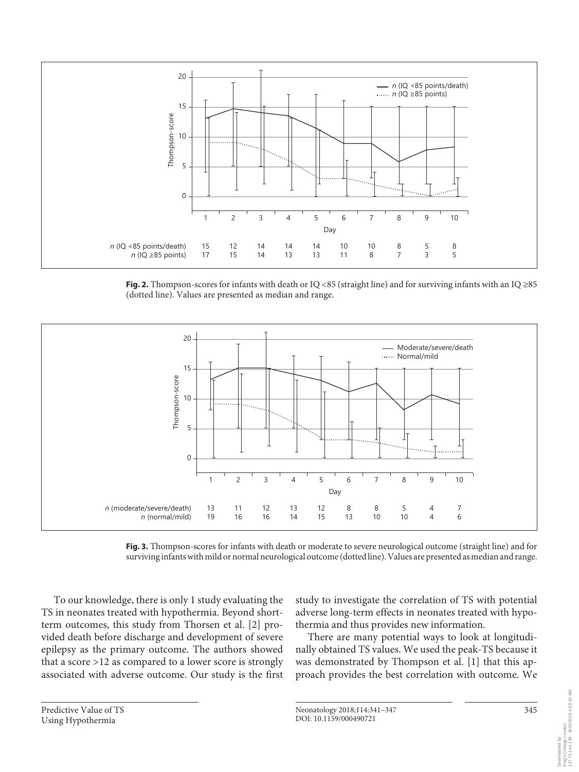**Fig. 2.** Thompson-scores for infants with death or IQ <85 (straight line) and for surviving infants with an IQ ≥85 (dotted line). Values are presented as median and range.

**Fig. 3.** Thompson-scores for infants with death or moderate to severe neurological outcome (straight line) and for surviving infants with mild or normal neurological outcome (dotted line). Values are presented as median and range.

To our knowledge, there is only 1 study evaluating the TS in neonates treated with hypothermia. Beyond short-term outcomes, this study from Thorsen et al. [2] provided death before discharge and development of severe epilepsy as the primary outcome. The authors showed that a score >12 as compared to a lower score is strongly associated with adverse outcome. Our study is the first study to investigate the correlation of TS with potential adverse long-term effects in neonates treated with hypothermia and thus provides new information.

There are many potential ways to look at longitudinally obtained TS values. We used the peak-TS because it was demonstrated by Thompson et al. [1] that this approach provides the best correlation with outcome. We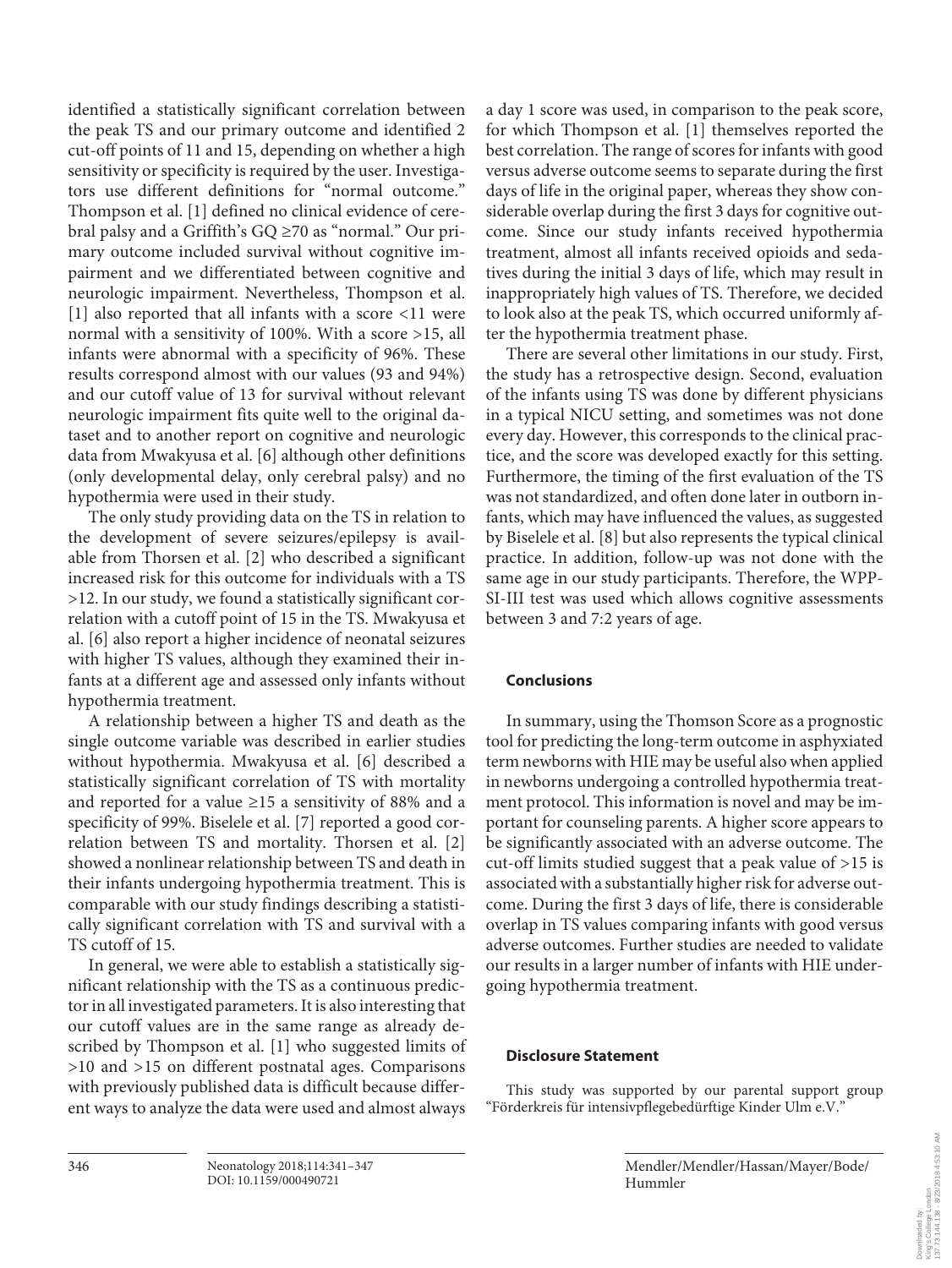identified a statistically significant correlation between the peak TS and our primary outcome and identified 2 cut-off points of 11 and 15, depending on whether a high sensitivity or specificity is required by the user. Investigators use different definitions for "normal outcome." Thompson et al. [1] defined no clinical evidence of cerebral palsy and a Griffith's GQ ≥70 as "normal." Our primary outcome included survival without cognitive impairment and we differentiated between cognitive and neurologic impairment. Nevertheless, Thompson et al. [1] also reported that all infants with a score <11 were normal with a sensitivity of 100%. With a score >15, all infants were abnormal with a specificity of 96%. These results correspond almost with our values (93 and 94%) and our cutoff value of 13 for survival without relevant neurologic impairment fits quite well to the original dataset and to another report on cognitive and neurologic data from Mwakyusa et al. [6] although other definitions (only developmental delay, only cerebral palsy) and no hypothermia were used in their study.

The only study providing data on the TS in relation to the development of severe seizures/epilepsy is available from Thorsen et al. [2] who described a significant increased risk for this outcome for individuals with a TS >12. In our study, we found a statistically significant correlation with a cutoff point of 15 in the TS. Mwakyusa et al. [6] also report a higher incidence of neonatal seizures with higher TS values, although they examined their infants at a different age and assessed only infants without hypothermia treatment.

A relationship between a higher TS and death as the single outcome variable was described in earlier studies without hypothermia. Mwakyusa et al. [6] described a statistically significant correlation of TS with mortality and reported for a value ≥15 a sensitivity of 88% and a specificity of 99%. Biselele et al. [7] reported a good correlation between TS and mortality. Thorsen et al. [2] showed a nonlinear relationship between TS and death in their infants undergoing hypothermia treatment. This is comparable with our study findings describing a statistically significant correlation with TS and survival with a TS cutoff of 15.

In general, we were able to establish a statistically significant relationship with the TS as a continuous predictor in all investigated parameters. It is also interesting that our cutoff values are in the same range as already described by Thompson et al. [1] who suggested limits of >10 and >15 on different postnatal ages. Comparisons with previously published data is difficult because different ways to analyze the data were used and almost always a day 1 score was used, in comparison to the peak score, for which Thompson et al. [1] themselves reported the best correlation. The range of scores for infants with good versus adverse outcome seems to separate during the first days of life in the original paper, whereas they show considerable overlap during the first 3 days for cognitive outcome. Since our study infants received hypothermia treatment, almost all infants received opioids and sedatives during the initial 3 days of life, which may result in inappropriately high values of TS. Therefore, we decided to look also at the peak TS, which occurred uniformly after the hypothermia treatment phase.

There are several other limitations in our study. First, the study has a retrospective design. Second, evaluation of the infants using TS was done by different physicians in a typical NICU setting, and sometimes was not done every day. However, this corresponds to the clinical practice, and the score was developed exactly for this setting. Furthermore, the timing of the first evaluation of the TS was not standardized, and often done later in outborn infants, which may have influenced the values, as suggested by Biselele et al. [8] but also represents the typical clinical practice. In addition, follow-up was not done with the same age in our study participants. Therefore, the WPPSI-III test was used which allows cognitive assessments between 3 and 7:2 years of age.

## Conclusions

In summary, using the Thomson Score as a prognostic tool for predicting the long-term outcome in asphyxiated term newborns with HIE may be useful also when applied in newborns undergoing a controlled hypothermia treatment protocol. This information is novel and may be important for counseling parents. A higher score appears to be significantly associated with an adverse outcome. The cut-off limits studied suggest that a peak value of >15 is associated with a substantially higher risk for adverse outcome. During the first 3 days of life, there is considerable overlap in TS values comparing infants with good versus adverse outcomes. Further studies are needed to validate our results in a larger number of infants with HIE undergoing hypothermia treatment.

## Disclosure Statement

This study was supported by our parental support group "Förderkreis für intensivpflegebedürftige Kinder Ulm e.V."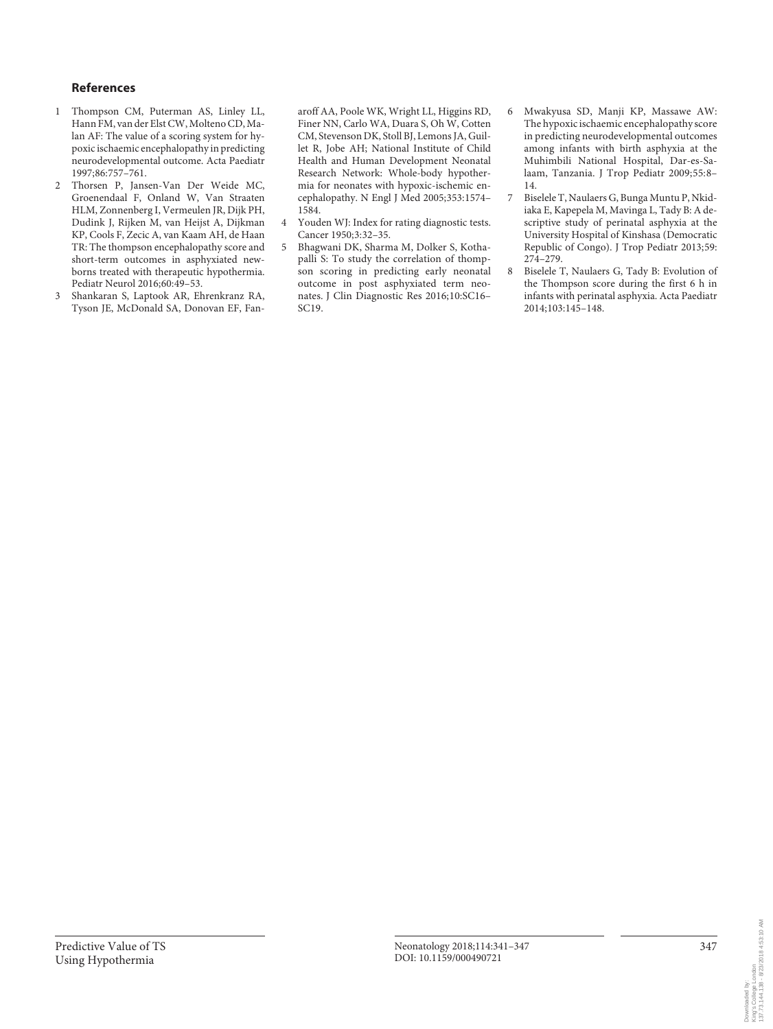## References

1. Thompson CM, Puterman AS, Linley LL, Hann FM, van der Elst CW, Molteno CD, Malan AF: The value of a scoring system for hypoxic ischaemic encephalopathy in predicting neurodevelopmental outcome. Acta Paediatr 1997;86:757–761.
2. Thorsen P, Jansen-Van Der Weide MC, Groenendaal F, Onland W, Van Straaten HLM, Zonnenberg I, Vermeulen JR, Dijk PH, Dudink J, Rijken M, van Heijst A, Dijkman KP, Cools F, Zecic A, van Kaam AH, de Haan TR: The thompson encephalopathy score and short-term outcomes in asphyxiated newborns treated with therapeutic hypothermia. Pediatr Neurol 2016;60:49–53.
3. Shankaran S, Laptook AR, Ehrenkranz RA, Tyson JE, McDonald SA, Donovan EF, Fanaroff AA, Poole WK, Wright LL, Higgins RD, Finer NN, Carlo WA, Duara S, Oh W, Cotten CM, Stevenson DK, Stoll BJ, Lemons JA, Guillet R, Jobe AH; National Institute of Child Health and Human Development Neonatal Research Network: Whole-body hypothermia for neonates with hypoxic-ischemic encephalopathy. N Engl J Med 2005;353:1574–1584.
4. Youden WJ: Index for rating diagnostic tests. Cancer 1950;3:32–35.
5. Bhagwani DK, Sharma M, Dolker S, Kothapalli S: To study the correlation of thompson scoring in predicting early neonatal outcome in post asphyxiated term neonates. J Clin Diagnostic Res 2016;10:SC16–SC19.
6. Mwakyusa SD, Manji KP, Massawe AW: The hypoxic ischaemic encephalopathy score in predicting neurodevelopmental outcomes among infants with birth asphyxia at the Muhimbili National Hospital, Dar-es-Salaam, Tanzania. J Trop Pediatr 2009;55:8–14.
7. Biselele T, Naulaers G, Bunga Muntu P, Nkidiaka E, Kapepela M, Mavinga L, Tady B: A descriptive study of perinatal asphyxia at the University Hospital of Kinshasa (Democratic Republic of Congo). J Trop Pediatr 2013;59:274–279.
8. Biselele T, Naulaers G, Tady B: Evolution of the Thompson score during the first 6 h in infants with perinatal asphyxia. Acta Paediatr 2014;103:145–148.